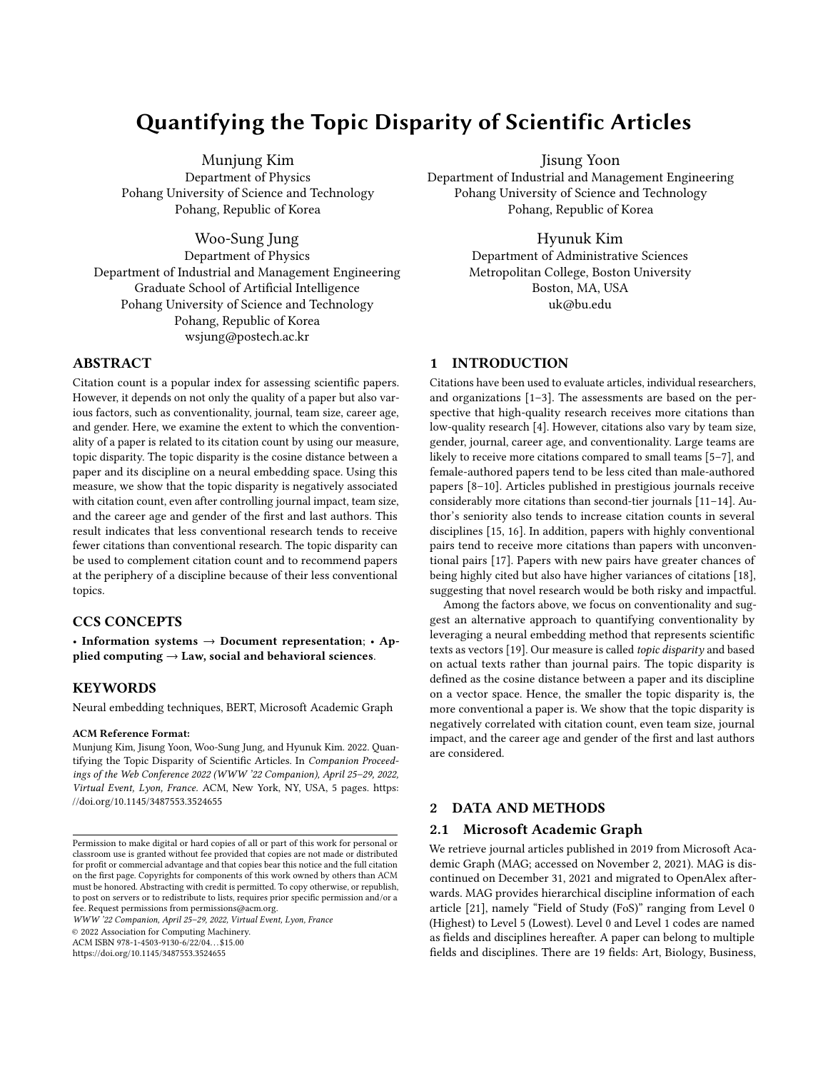# Quantifying the Topic Disparity of Scientific Articles

Munjung Kim
Department of Physics
Pohang University of Science and Technology
Pohang, Republic of Korea

Jisung Yoon
Department of Industrial and Management Engineering
Pohang University of Science and Technology
Pohang, Republic of Korea

Woo-Sung Jung
Department of Physics
Department of Industrial and Management Engineering
Graduate School of Artificial Intelligence
Pohang University of Science and Technology
Pohang, Republic of Korea
wsjung@postech.ac.kr

Hyunuk Kim
Department of Administrative Sciences
Metropolitan College, Boston University
Boston, MA, USA
uk@bu.edu

## ABSTRACT

Citation count is a popular index for assessing scientific papers. However, it depends on not only the quality of a paper but also various factors, such as conventionality, journal, team size, career age, and gender. Here, we examine the extent to which the conventionality of a paper is related to its citation count by using our measure, topic disparity. The topic disparity is the cosine distance between a paper and its discipline on a neural embedding space. Using this measure, we show that the topic disparity is negatively associated with citation count, even after controlling journal impact, team size, and the career age and gender of the first and last authors. This result indicates that less conventional research tends to receive fewer citations than conventional research. The topic disparity can be used to complement citation count and to recommend papers at the periphery of a discipline because of their less conventional topics.

## CCS CONCEPTS

• **Information systems** → **Document representation**; • **Applied computing** → **Law, social and behavioral sciences**.

## KEYWORDS

Neural embedding techniques, BERT, Microsoft Academic Graph

**ACM Reference Format:**
Munjung Kim, Jisung Yoon, Woo-Sung Jung, and Hyunuk Kim. 2022. Quantifying the Topic Disparity of Scientific Articles. In *Companion Proceedings of the Web Conference 2022 (WWW '22 Companion), April 25–29, 2022, Virtual Event, Lyon, France.* ACM, New York, NY, USA, 5 pages. https://doi.org/10.1145/3487553.3524655

Permission to make digital or hard copies of all or part of this work for personal or classroom use is granted without fee provided that copies are not made or distributed for profit or commercial advantage and that copies bear this notice and the full citation on the first page. Copyrights for components of this work owned by others than ACM must be honored. Abstracting with credit is permitted. To copy otherwise, or republish, to post on servers or to redistribute to lists, requires prior specific permission and/or a fee. Request permissions from permissions@acm.org.
*WWW '22 Companion, April 25–29, 2022, Virtual Event, Lyon, France*
© 2022 Association for Computing Machinery.
ACM ISBN 978-1-4503-9130-6/22/04...$15.00
https://doi.org/10.1145/3487553.3524655

## 1 INTRODUCTION

Citations have been used to evaluate articles, individual researchers, and organizations [1–3]. The assessments are based on the perspective that high-quality research receives more citations than low-quality research [4]. However, citations also vary by team size, gender, journal, career age, and conventionality. Large teams are likely to receive more citations compared to small teams [5–7], and female-authored papers tend to be less cited than male-authored papers [8–10]. Articles published in prestigious journals receive considerably more citations than second-tier journals [11–14]. Author's seniority also tends to increase citation counts in several disciplines [15, 16]. In addition, papers with highly conventional pairs tend to receive more citations than papers with unconventional pairs [17]. Papers with new pairs have greater chances of being highly cited but also have higher variances of citations [18], suggesting that novel research would be both risky and impactful.

Among the factors above, we focus on conventionality and suggest an alternative approach to quantifying conventionality by leveraging a neural embedding method that represents scientific texts as vectors [19]. Our measure is called *topic disparity* and based on actual texts rather than journal pairs. The topic disparity is defined as the cosine distance between a paper and its discipline on a vector space. Hence, the smaller the topic disparity is, the more conventional a paper is. We show that the topic disparity is negatively correlated with citation count, even team size, journal impact, and the career age and gender of the first and last authors are considered.

## 2 DATA AND METHODS

### 2.1 Microsoft Academic Graph

We retrieve journal articles published in 2019 from Microsoft Academic Graph (MAG; accessed on November 2, 2021). MAG is discontinued on December 31, 2021 and migrated to OpenAlex afterwards. MAG provides hierarchical discipline information of each article [21], namely "Field of Study (FoS)" ranging from Level 0 (Highest) to Level 5 (Lowest). Level 0 and Level 1 codes are named as fields and disciplines hereafter. A paper can belong to multiple fields and disciplines. There are 19 fields: Art, Biology, Business,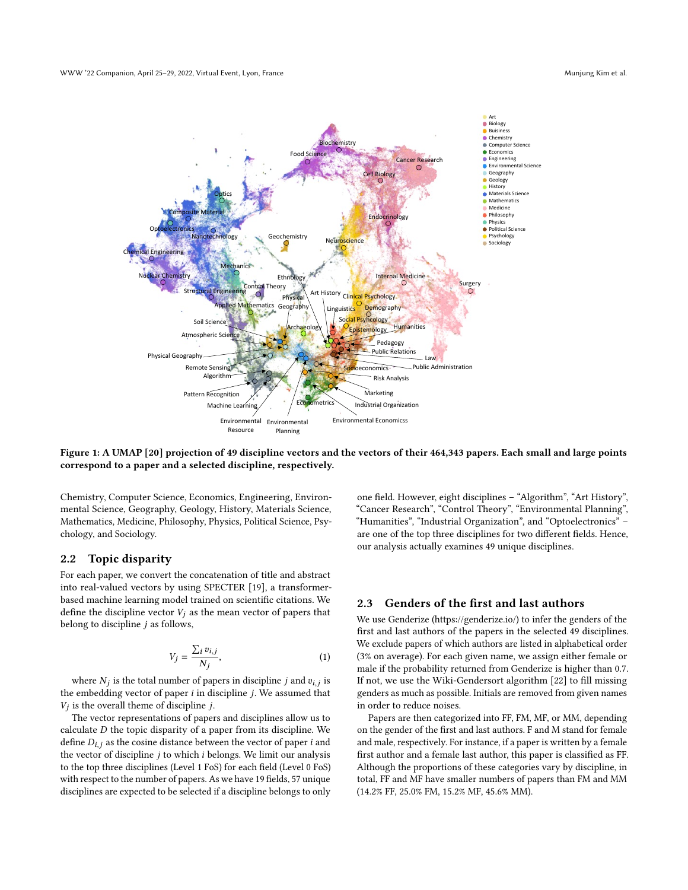Figure 1: A UMAP [20] projection of 49 discipline vectors and the vectors of their 464,343 papers. Each small and large points correspond to a paper and a selected discipline, respectively.

Chemistry, Computer Science, Economics, Engineering, Environmental Science, Geography, Geology, History, Materials Science, Mathematics, Medicine, Philosophy, Physics, Political Science, Psychology, and Sociology.

## 2.2 Topic disparity

For each paper, we convert the concatenation of title and abstract into real-valued vectors by using SPECTER [19], a transformer-based machine learning model trained on scientific citations. We define the discipline vector $V_j$ as the mean vector of papers that belong to discipline $j$ as follows,

$$V_j = \frac{\sum_i v_{i,j}}{N_j}, \tag{1}$$

where $N_j$ is the total number of papers in discipline $j$ and $v_{i,j}$ is the embedding vector of paper $i$ in discipline $j$. We assumed that $V_j$ is the overall theme of discipline $j$.

The vector representations of papers and disciplines allow us to calculate $D$ the topic disparity of a paper from its discipline. We define $D_{i,j}$ as the cosine distance between the vector of paper $i$ and the vector of discipline $j$ to which $i$ belongs. We limit our analysis to the top three disciplines (Level 1 FoS) for each field (Level 0 FoS) with respect to the number of papers. As we have 19 fields, 57 unique disciplines are expected to be selected if a discipline belongs to only one field. However, eight disciplines – "Algorithm", "Art History", "Cancer Research", "Control Theory", "Environmental Planning", "Humanities", "Industrial Organization", and "Optoelectronics" – are one of the top three disciplines for two different fields. Hence, our analysis actually examines 49 unique disciplines.

## 2.3 Genders of the first and last authors

We use Genderize (https://genderize.io/) to infer the genders of the first and last authors of the papers in the selected 49 disciplines. We exclude papers of which authors are listed in alphabetical order (3% on average). For each given name, we assign either female or male if the probability returned from Genderize is higher than 0.7. If not, we use the Wiki-Gendersort algorithm [22] to fill missing genders as much as possible. Initials are removed from given names in order to reduce noises.

Papers are then categorized into FF, FM, MF, or MM, depending on the gender of the first and last authors. F and M stand for female and male, respectively. For instance, if a paper is written by a female first author and a female last author, this paper is classified as FF. Although the proportions of these categories vary by discipline, in total, FF and MF have smaller numbers of papers than FM and MM (14.2% FF, 25.0% FM, 15.2% MF, 45.6% MM).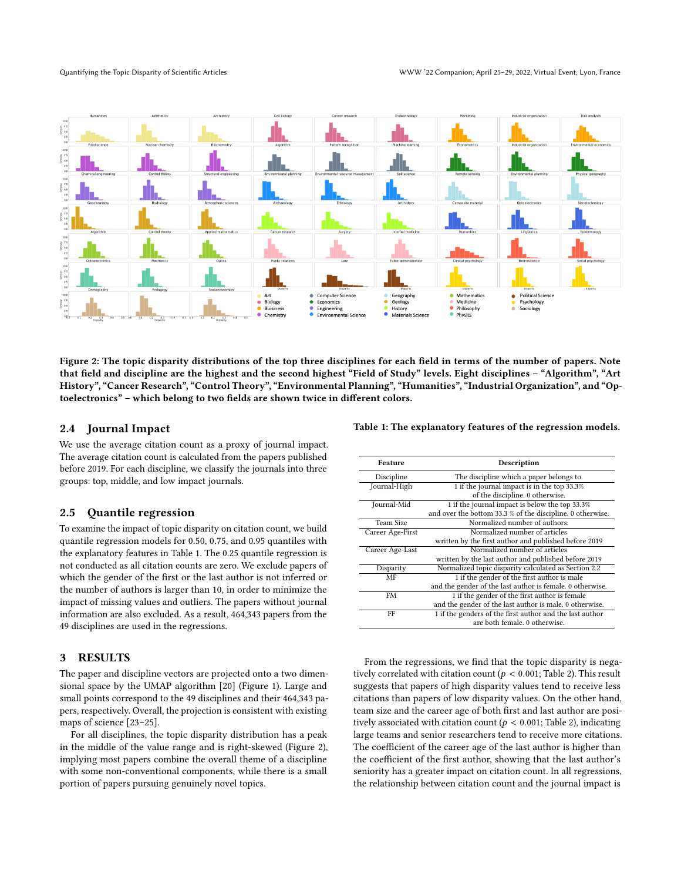Figure 2: The topic disparity distributions of the top three disciplines for each field in terms of the number of papers. Note that field and discipline are the highest and the second highest "Field of Study" levels. Eight disciplines – "Algorithm", "Art History", "Cancer Research", "Control Theory", "Environmental Planning", "Humanities", "Industrial Organization", and "Optoelectronics" – which belong to two fields are shown twice in different colors.

## 2.4 Journal Impact

We use the average citation count as a proxy of journal impact. The average citation count is calculated from the papers published before 2019. For each discipline, we classify the journals into three groups: top, middle, and low impact journals.

## 2.5 Quantile regression

To examine the impact of topic disparity on citation count, we build quantile regression models for 0.50, 0.75, and 0.95 quantiles with the explanatory features in Table 1. The 0.25 quantile regression is not conducted as all citation counts are zero. We exclude papers of which the gender of the first or the last author is not inferred or the number of authors is larger than 10, in order to minimize the impact of missing values and outliers. The papers without journal information are also excluded. As a result, 464,343 papers from the 49 disciplines are used in the regressions.

# 3 RESULTS

The paper and discipline vectors are projected onto a two dimensional space by the UMAP algorithm [20] (Figure 1). Large and small points correspond to the 49 disciplines and their 464,343 papers, respectively. Overall, the projection is consistent with existing maps of science [23–25].

For all disciplines, the topic disparity distribution has a peak in the middle of the value range and is right-skewed (Figure 2), implying most papers combine the overall theme of a discipline with some non-conventional components, while there is a small portion of papers pursuing genuinely novel topics.

Table 1: The explanatory features of the regression models.

| Feature | Description |
|---|---|
| Discipline | The discipline which a paper belongs to. |
| Journal-High | 1 if the journal impact is in the top 33.3% of the discipline. 0 otherwise. |
| Journal-Mid | 1 if the journal impact is below the top 33.3% and over the bottom 33.3 % of the discipline. 0 otherwise. |
| Team Size | Normalized number of authors. |
| Career Age-First | Normalized number of articles written by the first author and published before 2019 |
| Career Age-Last | Normalized number of articles written by the last author and published before 2019 |
| Disparity | Normalized topic disparity calculated as Section 2.2 |
| MF | 1 if the gender of the first author is male and the gender of the last author is female. 0 otherwise. |
| FM | 1 if the gender of the first author is female and the gender of the last author is male. 0 otherwise. |
| FF | 1 if the genders of the first author and the last author are both female. 0 otherwise. |

From the regressions, we find that the topic disparity is negatively correlated with citation count ($p < 0.001$; Table 2). This result suggests that papers of high disparity values tend to receive less citations than papers of low disparity values. On the other hand, team size and the career age of both first and last author are positively associated with citation count ($p < 0.001$; Table 2), indicating large teams and senior researchers tend to receive more citations. The coefficient of the career age of the last author is higher than the coefficient of the first author, showing that the last author's seniority has a greater impact on citation count. In all regressions, the relationship between citation count and the journal impact is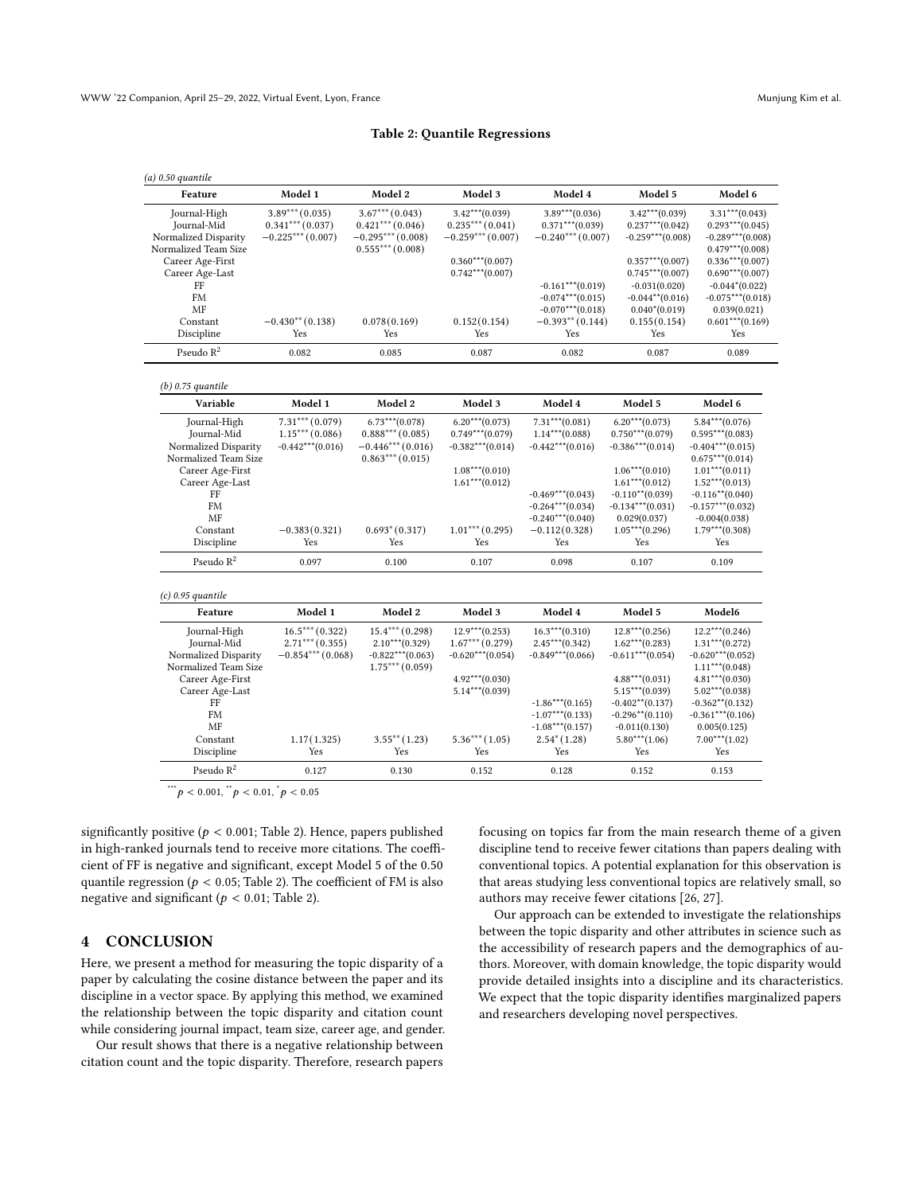**Table 2: Quantile Regressions**

*(a) 0.50 quantile*

| Feature | Model 1 | Model 2 | Model 3 | Model 4 | Model 5 | Model 6 |
|---|---|---|---|---|---|---|
| Journal-High | $3.89^{***}(0.035)$ | $3.67^{***}(0.043)$ | $3.42^{***}(0.039)$ | $3.89^{***}(0.036)$ | $3.42^{***}(0.039)$ | $3.31^{***}(0.043)$ |
| Journal-Mid | $0.341^{***}(0.037)$ | $0.421^{***}(0.046)$ | $0.235^{***}(0.041)$ | $0.371^{***}(0.039)$ | $0.237^{***}(0.042)$ | $0.293^{***}(0.045)$ |
| Normalized Disparity | $-0.225^{***}(0.007)$ | $-0.295^{***}(0.008)$ | $-0.259^{***}(0.007)$ | $-0.240^{***}(0.007)$ | $-0.259^{***}(0.008)$ | $-0.289^{***}(0.008)$ |
| Normalized Team Size | | $0.555^{***}(0.008)$ | | | | $0.479^{***}(0.008)$ |
| Career Age-First | | | $0.360^{***}(0.007)$ | | $0.357^{***}(0.007)$ | $0.336^{***}(0.007)$ |
| Career Age-Last | | | $0.742^{***}(0.007)$ | | $0.745^{***}(0.007)$ | $0.690^{***}(0.007)$ |
| FF | | | | $-0.161^{***}(0.019)$ | $-0.031(0.020)$ | $-0.044^{*}(0.022)$ |
| FM | | | | $-0.074^{***}(0.015)$ | $-0.044^{**}(0.016)$ | $-0.075^{***}(0.018)$ |
| MF | | | | $-0.070^{***}(0.018)$ | $0.040^{*}(0.019)$ | $0.039(0.021)$ |
| Constant | $-0.430^{**}(0.138)$ | $0.078(0.169)$ | $0.152(0.154)$ | $-0.393^{**}(0.144)$ | $0.155(0.154)$ | $0.601^{***}(0.169)$ |
| Discipline | Yes | Yes | Yes | Yes | Yes | Yes |
| Pseudo $R^2$ | 0.082 | 0.085 | 0.087 | 0.082 | 0.087 | 0.089 |

*(b) 0.75 quantile*

| Variable | Model 1 | Model 2 | Model 3 | Model 4 | Model 5 | Model 6 |
|---|---|---|---|---|---|---|
| Journal-High | $7.31^{***}(0.079)$ | $6.73^{***}(0.078)$ | $6.20^{***}(0.073)$ | $7.31^{***}(0.081)$ | $6.20^{***}(0.073)$ | $5.84^{***}(0.076)$ |
| Journal-Mid | $1.15^{***}(0.086)$ | $0.888^{***}(0.085)$ | $0.749^{***}(0.079)$ | $1.14^{***}(0.088)$ | $0.750^{***}(0.079)$ | $0.595^{***}(0.083)$ |
| Normalized Disparity | $-0.442^{***}(0.016)$ | $-0.446^{***}(0.016)$ | $-0.382^{***}(0.014)$ | $-0.442^{***}(0.016)$ | $-0.386^{***}(0.014)$ | $-0.404^{***}(0.015)$ |
| Normalized Team Size | | $0.863^{***}(0.015)$ | | | | $0.675^{***}(0.014)$ |
| Career Age-First | | | $1.08^{***}(0.010)$ | | $1.06^{***}(0.010)$ | $1.01^{***}(0.011)$ |
| Career Age-Last | | | $1.61^{***}(0.012)$ | | $1.61^{***}(0.012)$ | $1.52^{***}(0.013)$ |
| FF | | | | $-0.469^{***}(0.043)$ | $-0.110^{**}(0.039)$ | $-0.116^{**}(0.040)$ |
| FM | | | | $-0.264^{***}(0.034)$ | $-0.134^{***}(0.031)$ | $-0.157^{***}(0.032)$ |
| MF | | | | $-0.240^{***}(0.040)$ | $0.029(0.037)$ | $-0.004(0.038)$ |
| Constant | $-0.383(0.321)$ | $0.693^{*}(0.317)$ | $1.01^{***}(0.295)$ | $-0.112(0.328)$ | $1.05^{***}(0.296)$ | $1.79^{***}(0.308)$ |
| Discipline | Yes | Yes | Yes | Yes | Yes | Yes |
| Pseudo $R^2$ | 0.097 | 0.100 | 0.107 | 0.098 | 0.107 | 0.109 |

*(c) 0.95 quantile*

| Feature | Model 1 | Model 2 | Model 3 | Model 4 | Model 5 | Model6 |
|---|---|---|---|---|---|---|
| Journal-High | $16.5^{***}(0.322)$ | $15.4^{***}(0.298)$ | $12.9^{***}(0.253)$ | $16.3^{***}(0.310)$ | $12.8^{***}(0.256)$ | $12.2^{***}(0.246)$ |
| Journal-Mid | $2.71^{***}(0.355)$ | $2.10^{***}(0.329)$ | $1.67^{***}(0.279)$ | $2.45^{***}(0.342)$ | $1.62^{***}(0.283)$ | $1.31^{***}(0.272)$ |
| Normalized Disparity | $-0.854^{***}(0.068)$ | $-0.822^{***}(0.063)$ | $-0.620^{***}(0.054)$ | $-0.849^{***}(0.066)$ | $-0.611^{***}(0.054)$ | $-0.620^{***}(0.052)$ |
| Normalized Team Size | | $1.75^{***}(0.059)$ | | | | $1.11^{***}(0.048)$ |
| Career Age-First | | | $4.92^{***}(0.030)$ | | $4.88^{***}(0.031)$ | $4.81^{***}(0.030)$ |
| Career Age-Last | | | $5.14^{***}(0.039)$ | | $5.15^{***}(0.039)$ | $5.02^{***}(0.038)$ |
| FF | | | | $-1.86^{***}(0.165)$ | $-0.402^{**}(0.137)$ | $-0.362^{**}(0.132)$ |
| FM | | | | $-1.07^{***}(0.133)$ | $-0.296^{**}(0.110)$ | $-0.361^{***}(0.106)$ |
| MF | | | | $-1.08^{***}(0.157)$ | $-0.011(0.130)$ | $0.005(0.125)$ |
| Constant | $1.17(1.325)$ | $3.55^{**}(1.23)$ | $5.36^{***}(1.05)$ | $2.54^{*}(1.28)$ | $5.80^{***}(1.06)$ | $7.00^{***}(1.02)$ |
| Discipline | Yes | Yes | Yes | Yes | Yes | Yes |
| Pseudo $R^2$ | 0.127 | 0.130 | 0.152 | 0.128 | 0.152 | 0.153 |

$^{***}p < 0.001$, $^{**}p < 0.01$, $^{*}p < 0.05$

significantly positive ($p < 0.001$; Table 2). Hence, papers published in high-ranked journals tend to receive more citations. The coefficient of FF is negative and significant, except Model 5 of the 0.50 quantile regression ($p < 0.05$; Table 2). The coefficient of FM is also negative and significant ($p < 0.01$; Table 2).

## 4 CONCLUSION

Here, we present a method for measuring the topic disparity of a paper by calculating the cosine distance between the paper and its discipline in a vector space. By applying this method, we examined the relationship between the topic disparity and citation count while considering journal impact, team size, career age, and gender.

Our result shows that there is a negative relationship between citation count and the topic disparity. Therefore, research papers focusing on topics far from the main research theme of a given discipline tend to receive fewer citations than papers dealing with conventional topics. A potential explanation for this observation is that areas studying less conventional topics are relatively small, so authors may receive fewer citations [26, 27].

Our approach can be extended to investigate the relationships between the topic disparity and other attributes in science such as the accessibility of research papers and the demographics of authors. Moreover, with domain knowledge, the topic disparity would provide detailed insights into a discipline and its characteristics. We expect that the topic disparity identifies marginalized papers and researchers developing novel perspectives.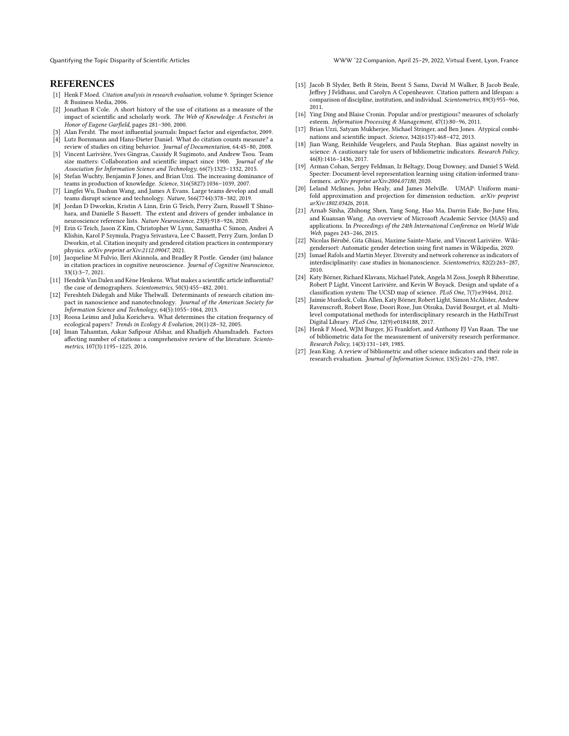## REFERENCES

[1] Henk F Moed. *Citation analysis in research evaluation*, volume 9. Springer Science & Business Media, 2006.

[2] Jonathan R Cole. A short history of the use of citations as a measure of the impact of scientific and scholarly work. *The Web of Knowledge: A Festschri in Honor of Eugene Garfield*, pages 281–300, 2000.

[3] Alan Fersht. The most influential journals: Impact factor and eigenfactor, 2009.

[4] Lutz Bornmann and Hans-Dieter Daniel. What do citation counts measure? a review of studies on citing behavior. *Journal of Documentation*, 64:45–80, 2008.

[5] Vincent Larivière, Yves Gingras, Cassidy R Sugimoto, and Andrew Tsou. Team size matters: Collaboration and scientific impact since 1900. *Journal of the Association for Information Science and Technology*, 66(7):1323–1332, 2015.

[6] Stefan Wuchty, Benjamin F Jones, and Brian Uzzi. The increasing dominance of teams in production of knowledge. *Science*, 316(5827):1036–1039, 2007.

[7] Lingfei Wu, Dashun Wang, and James A Evans. Large teams develop and small teams disrupt science and technology. *Nature*, 566(7744):378–382, 2019.

[8] Jordan D Dworkin, Kristin A Linn, Erin G Teich, Perry Zurn, Russell T Shinohara, and Danielle S Bassett. The extent and drivers of gender imbalance in neuroscience reference lists. *Nature Neuroscience*, 23(8):918–926, 2020.

[9] Erin G Teich, Jason Z Kim, Christopher W Lynn, Samantha C Simon, Andrei A Klishin, Karol P Szymula, Pragya Srivastava, Lee C Bassett, Perry Zurn, Jordan D Dworkin, et al. Citation inequity and gendered citation practices in contemporary physics. *arXiv preprint arXiv:2112.09047*, 2021.

[10] Jacqueline M Fulvio, Ileri Akinnola, and Bradley R Postle. Gender (im) balance in citation practices in cognitive neuroscience. *Journal of Cognitive Neuroscience*, 33(1):3–7, 2021.

[11] Hendrik Van Dalen and Kène Henkens. What makes a scientific article influential? the case of demographers. *Scientometrics*, 50(3):455–482, 2001.

[12] Fereshteh Didegah and Mike Thelwall. Determinants of research citation impact in nanoscience and nanotechnology. *Journal of the American Society for Information Science and Technology*, 64(5):1055–1064, 2013.

[13] Roosa Leimu and Julia Koricheva. What determines the citation frequency of ecological papers? *Trends in Ecology & Evolution*, 20(1):28–32, 2005.

[14] Iman Tahamtan, Askar Safipour Afshar, and Khadijeh Ahamdzadeh. Factors affecting number of citations: a comprehensive review of the literature. *Scientometrics*, 107(3):1195–1225, 2016.

[15] Jacob B Slyder, Beth R Stein, Brent S Sams, David M Walker, B Jacob Beale, Jeffrey J Feldhaus, and Carolyn A Copenheaver. Citation pattern and lifespan: a comparison of discipline, institution, and individual. *Scientometrics*, 89(3):955–966, 2011.

[16] Ying Ding and Blaise Cronin. Popular and/or prestigious? measures of scholarly esteem. *Information Processing & Management*, 47(1):80–96, 2011.

[17] Brian Uzzi, Satyam Mukherjee, Michael Stringer, and Ben Jones. Atypical combinations and scientific impact. *Science*, 342(6157):468–472, 2013.

[18] Jian Wang, Reinhilde Veugelers, and Paula Stephan. Bias against novelty in science: A cautionary tale for users of bibliometric indicators. *Research Policy*, 46(8):1416–1436, 2017.

[19] Arman Cohan, Sergey Feldman, Iz Beltagy, Doug Downey, and Daniel S Weld. Specter: Document-level representation learning using citation-informed transformers. *arXiv preprint arXiv:2004.07180*, 2020.

[20] Leland McInnes, John Healy, and James Melville. UMAP: Uniform manifold approximation and projection for dimension reduction. *arXiv preprint arXiv:1802.03426*, 2018.

[21] Arnab Sinha, Zhihong Shen, Yang Song, Hao Ma, Darrin Eide, Bo-June Hsu, and Kuansan Wang. An overview of Microsoft Academic Service (MAS) and applications. In *Proceedings of the 24th International Conference on World Wide Web*, pages 243–246, 2015.

[22] Nicolas Bérubé, Gita Ghiasi, Maxime Sainte-Marie, and Vincent Larivière. Wiki-gendersort: Automatic gender detection using first names in Wikipedia, 2020.

[23] Ismael Rafols and Martin Meyer. Diversity and network coherence as indicators of interdisciplinarity: case studies in bionanoscience. *Scientometrics*, 82(2):263–287, 2010.

[24] Katy Börner, Richard Klavans, Michael Patek, Angela M Zoss, Joseph R Biberstine, Robert P Light, Vincent Larivière, and Kevin W Boyack. Design and update of a classification system: The UCSD map of science. *PLoS One*, 7(7):e39464, 2012.

[25] Jaimie Murdock, Colin Allen, Katy Börner, Robert Light, Simon McAlister, Andrew Ravenscroft, Robert Rose, Doori Rose, Jun Otsuka, David Bourget, et al. Multi-level computational methods for interdisciplinary research in the HathiTrust Digital Library. *PLoS One*, 12(9):e0184188, 2017.

[26] Henk F Moed, WJM Burger, JG Frankfort, and Anthony FJ Van Raan. The use of bibliometric data for the measurement of university research performance. *Research Policy*, 14(3):131–149, 1985.

[27] Jean King. A review of bibliometric and other science indicators and their role in research evaluation. *Journal of Information Science*, 13(5):261–276, 1987.